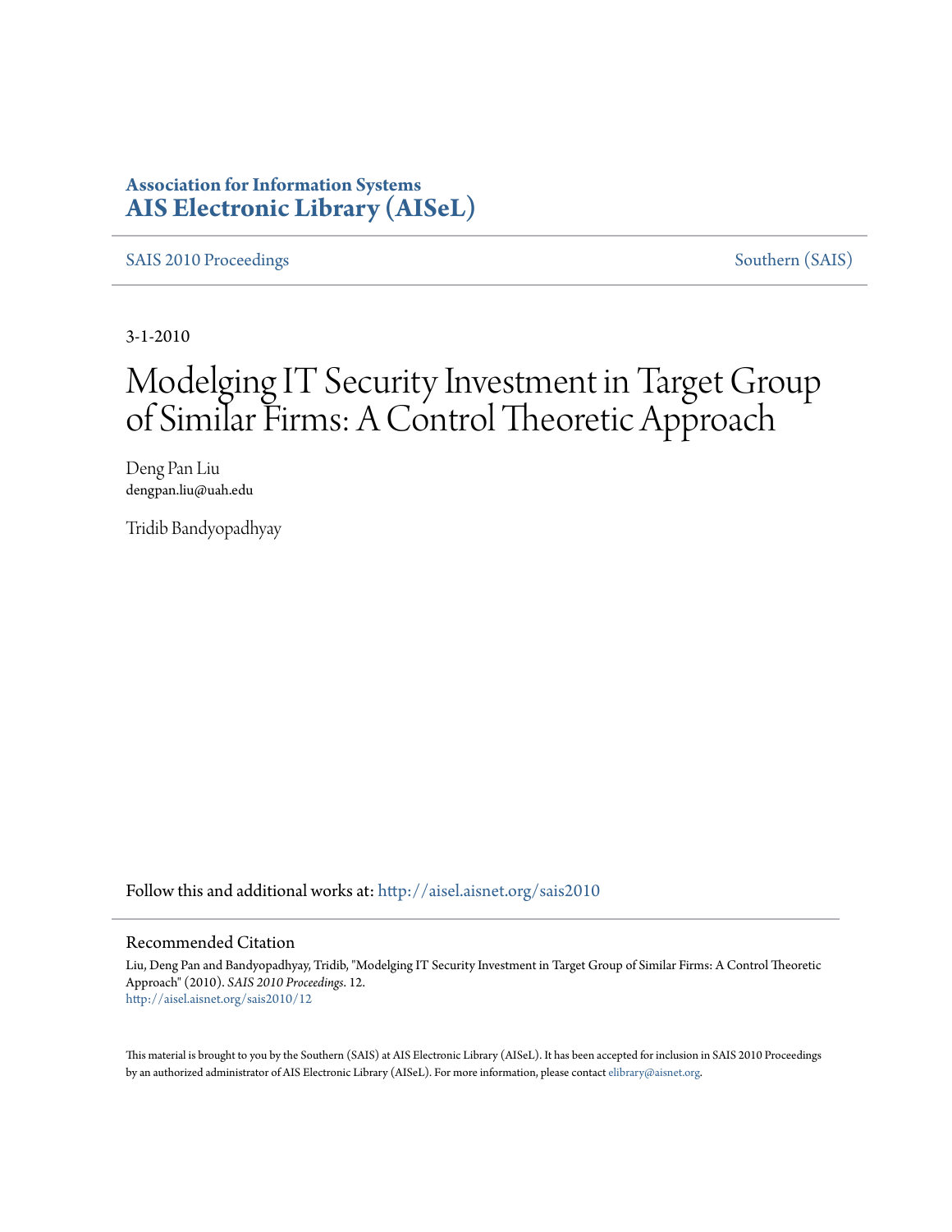**Association for Information Systems**
**AIS Electronic Library (AISeL)**

SAIS 2010 Proceedings — Southern (SAIS)

3-1-2010

# Modelging IT Security Investment in Target Group of Similar Firms: A Control Theoretic Approach

Deng Pan Liu
dengpan.liu@uah.edu

Tridib Bandyopadhyay

Follow this and additional works at: http://aisel.aisnet.org/sais2010

## Recommended Citation

Liu, Deng Pan and Bandyopadhyay, Tridib, "Modelging IT Security Investment in Target Group of Similar Firms: A Control Theoretic Approach" (2010). *SAIS 2010 Proceedings*. 12.
http://aisel.aisnet.org/sais2010/12

This material is brought to you by the Southern (SAIS) at AIS Electronic Library (AISeL). It has been accepted for inclusion in SAIS 2010 Proceedings by an authorized administrator of AIS Electronic Library (AISeL). For more information, please contact elibrary@aisnet.org.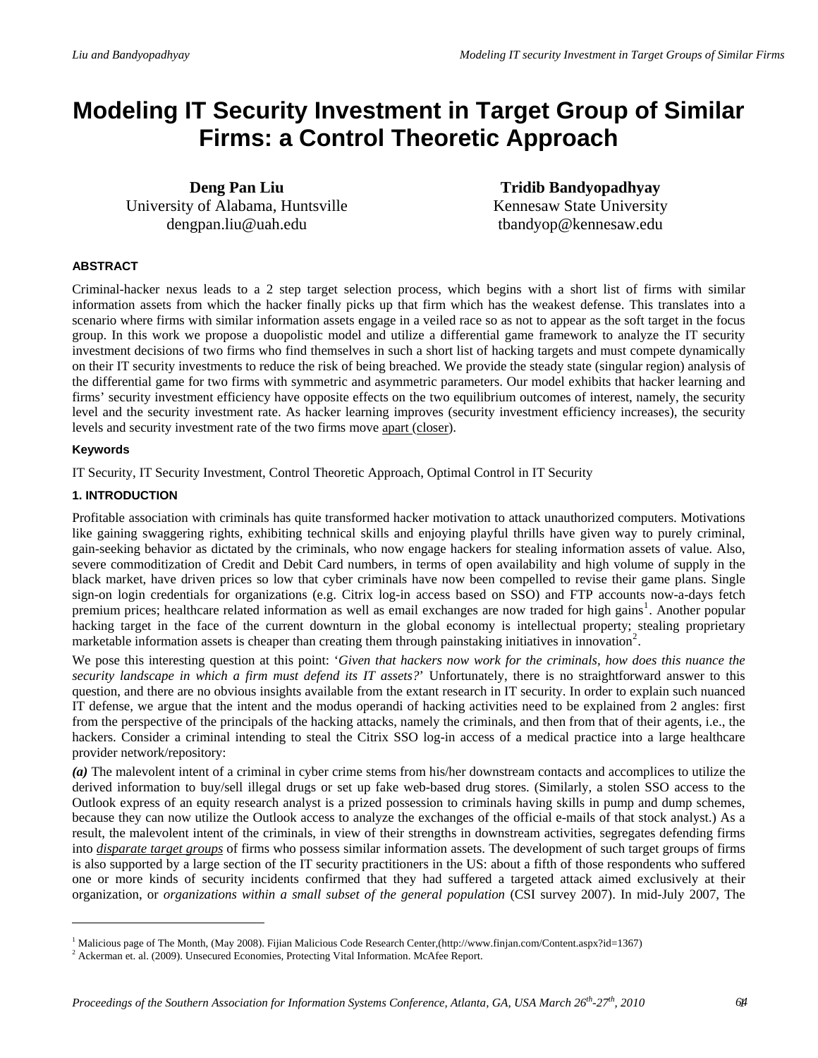# Modeling IT Security Investment in Target Group of Similar Firms: a Control Theoretic Approach

**Deng Pan Liu**
University of Alabama, Huntsville
dengpan.liu@uah.edu

**Tridib Bandyopadhyay**
Kennesaw State University
tbandyop@kennesaw.edu

#### ABSTRACT

Criminal-hacker nexus leads to a 2 step target selection process, which begins with a short list of firms with similar information assets from which the hacker finally picks up that firm which has the weakest defense. This translates into a scenario where firms with similar information assets engage in a veiled race so as not to appear as the soft target in the focus group. In this work we propose a duopolistic model and utilize a differential game framework to analyze the IT security investment decisions of two firms who find themselves in such a short list of hacking targets and must compete dynamically on their IT security investments to reduce the risk of being breached. We provide the steady state (singular region) analysis of the differential game for two firms with symmetric and asymmetric parameters. Our model exhibits that hacker learning and firms' security investment efficiency have opposite effects on the two equilibrium outcomes of interest, namely, the security level and the security investment rate. As hacker learning improves (security investment efficiency increases), the security levels and security investment rate of the two firms move apart (closer).

#### Keywords

IT Security, IT Security Investment, Control Theoretic Approach, Optimal Control in IT Security

#### 1. INTRODUCTION

Profitable association with criminals has quite transformed hacker motivation to attack unauthorized computers. Motivations like gaining swaggering rights, exhibiting technical skills and enjoying playful thrills have given way to purely criminal, gain-seeking behavior as dictated by the criminals, who now engage hackers for stealing information assets of value. Also, severe commoditization of Credit and Debit Card numbers, in terms of open availability and high volume of supply in the black market, have driven prices so low that cyber criminals have now been compelled to revise their game plans. Single sign-on login credentials for organizations (e.g. Citrix log-in access based on SSO) and FTP accounts now-a-days fetch premium prices; healthcare related information as well as email exchanges are now traded for high gains[1]. Another popular hacking target in the face of the current downturn in the global economy is intellectual property; stealing proprietary marketable information assets is cheaper than creating them through painstaking initiatives in innovation[2].

We pose this interesting question at this point: '*Given that hackers now work for the criminals, how does this nuance the security landscape in which a firm must defend its IT assets?*' Unfortunately, there is no straightforward answer to this question, and there are no obvious insights available from the extant research in IT security. In order to explain such nuanced IT defense, we argue that the intent and the modus operandi of hacking activities need to be explained from 2 angles: first from the perspective of the principals of the hacking attacks, namely the criminals, and then from that of their agents, i.e., the hackers. Consider a criminal intending to steal the Citrix SSO log-in access of a medical practice into a large healthcare provider network/repository:

***(a)*** The malevolent intent of a criminal in cyber crime stems from his/her downstream contacts and accomplices to utilize the derived information to buy/sell illegal drugs or set up fake web-based drug stores. (Similarly, a stolen SSO access to the Outlook express of an equity research analyst is a prized possession to criminals having skills in pump and dump schemes, because they can now utilize the Outlook access to analyze the exchanges of the official e-mails of that stock analyst.) As a result, the malevolent intent of the criminals, in view of their strengths in downstream activities, segregates defending firms into ***disparate target groups*** of firms who possess similar information assets. The development of such target groups of firms is also supported by a large section of the IT security practitioners in the US: about a fifth of those respondents who suffered one or more kinds of security incidents confirmed that they had suffered a targeted attack aimed exclusively at their organization, or *organizations within a small subset of the general population* (CSI survey 2007). In mid-July 2007, The

---

[1] Malicious page of The Month, (May 2008). Fijian Malicious Code Research Center,(http://www.finjan.com/Content.aspx?id=1367)

[2] Ackerman et. al. (2009). Unsecured Economies, Protecting Vital Information. McAfee Report.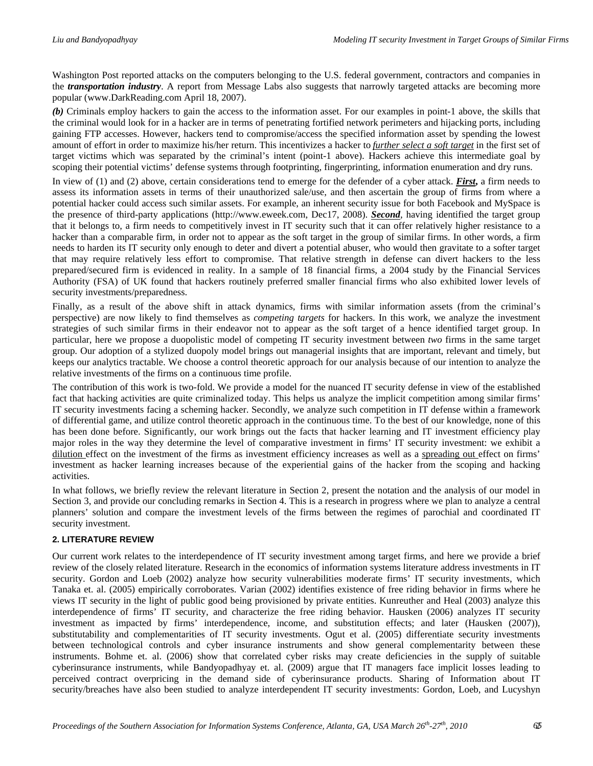Washington Post reported attacks on the computers belonging to the U.S. federal government, contractors and companies in the ***transportation industry***. A report from Message Labs also suggests that narrowly targeted attacks are becoming more popular (www.DarkReading.com April 18, 2007).

***(b)*** Criminals employ hackers to gain the access to the information asset. For our examples in point-1 above, the skills that the criminal would look for in a hacker are in terms of penetrating fortified network perimeters and hijacking ports, including gaining FTP accesses. However, hackers tend to compromise/access the specified information asset by spending the lowest amount of effort in order to maximize his/her return. This incentivizes a hacker to *further select a soft target* in the first set of target victims which was separated by the criminal's intent (point-1 above). Hackers achieve this intermediate goal by scoping their potential victims' defense systems through footprinting, fingerprinting, information enumeration and dry runs.

In view of (1) and (2) above, certain considerations tend to emerge for the defender of a cyber attack. ***First,*** a firm needs to assess its information assets in terms of their unauthorized sale/use, and then ascertain the group of firms from where a potential hacker could access such similar assets. For example, an inherent security issue for both Facebook and MySpace is the presence of third-party applications (http://www.eweek.com, Dec17, 2008). ***Second***, having identified the target group that it belongs to, a firm needs to competitively invest in IT security such that it can offer relatively higher resistance to a hacker than a comparable firm, in order not to appear as the soft target in the group of similar firms. In other words, a firm needs to harden its IT security only enough to deter and divert a potential abuser, who would then gravitate to a softer target that may require relatively less effort to compromise. That relative strength in defense can divert hackers to the less prepared/secured firm is evidenced in reality. In a sample of 18 financial firms, a 2004 study by the Financial Services Authority (FSA) of UK found that hackers routinely preferred smaller financial firms who also exhibited lower levels of security investments/preparedness.

Finally, as a result of the above shift in attack dynamics, firms with similar information assets (from the criminal's perspective) are now likely to find themselves as *competing targets* for hackers. In this work, we analyze the investment strategies of such similar firms in their endeavor not to appear as the soft target of a hence identified target group. In particular, here we propose a duopolistic model of competing IT security investment between *two* firms in the same target group. Our adoption of a stylized duopoly model brings out managerial insights that are important, relevant and timely, but keeps our analytics tractable. We choose a control theoretic approach for our analysis because of our intention to analyze the relative investments of the firms on a continuous time profile.

The contribution of this work is two-fold. We provide a model for the nuanced IT security defense in view of the established fact that hacking activities are quite criminalized today. This helps us analyze the implicit competition among similar firms' IT security investments facing a scheming hacker. Secondly, we analyze such competition in IT defense within a framework of differential game, and utilize control theoretic approach in the continuous time. To the best of our knowledge, none of this has been done before. Significantly, our work brings out the facts that hacker learning and IT investment efficiency play major roles in the way they determine the level of comparative investment in firms' IT security investment: we exhibit a dilution effect on the investment of the firms as investment efficiency increases as well as a spreading out effect on firms' investment as hacker learning increases because of the experiential gains of the hacker from the scoping and hacking activities.

In what follows, we briefly review the relevant literature in Section 2, present the notation and the analysis of our model in Section 3, and provide our concluding remarks in Section 4. This is a research in progress where we plan to analyze a central planners' solution and compare the investment levels of the firms between the regimes of parochial and coordinated IT security investment.

## 2. LITERATURE REVIEW

Our current work relates to the interdependence of IT security investment among target firms, and here we provide a brief review of the closely related literature. Research in the economics of information systems literature address investments in IT security. Gordon and Loeb (2002) analyze how security vulnerabilities moderate firms' IT security investments, which Tanaka et. al. (2005) empirically corroborates. Varian (2002) identifies existence of free riding behavior in firms where he views IT security in the light of public good being provisioned by private entities. Kunreuther and Heal (2003) analyze this interdependence of firms' IT security, and characterize the free riding behavior. Hausken (2006) analyzes IT security investment as impacted by firms' interdependence, income, and substitution effects; and later (Hausken (2007)), substitutability and complementarities of IT security investments. Ogut et al. (2005) differentiate security investments between technological controls and cyber insurance instruments and show general complementarity between these instruments. Bohme et. al. (2006) show that correlated cyber risks may create deficiencies in the supply of suitable cyberinsurance instruments, while Bandyopadhyay et. al. (2009) argue that IT managers face implicit losses leading to perceived contract overpricing in the demand side of cyberinsurance products. Sharing of Information about IT security/breaches have also been studied to analyze interdependent IT security investments: Gordon, Loeb, and Lucyshyn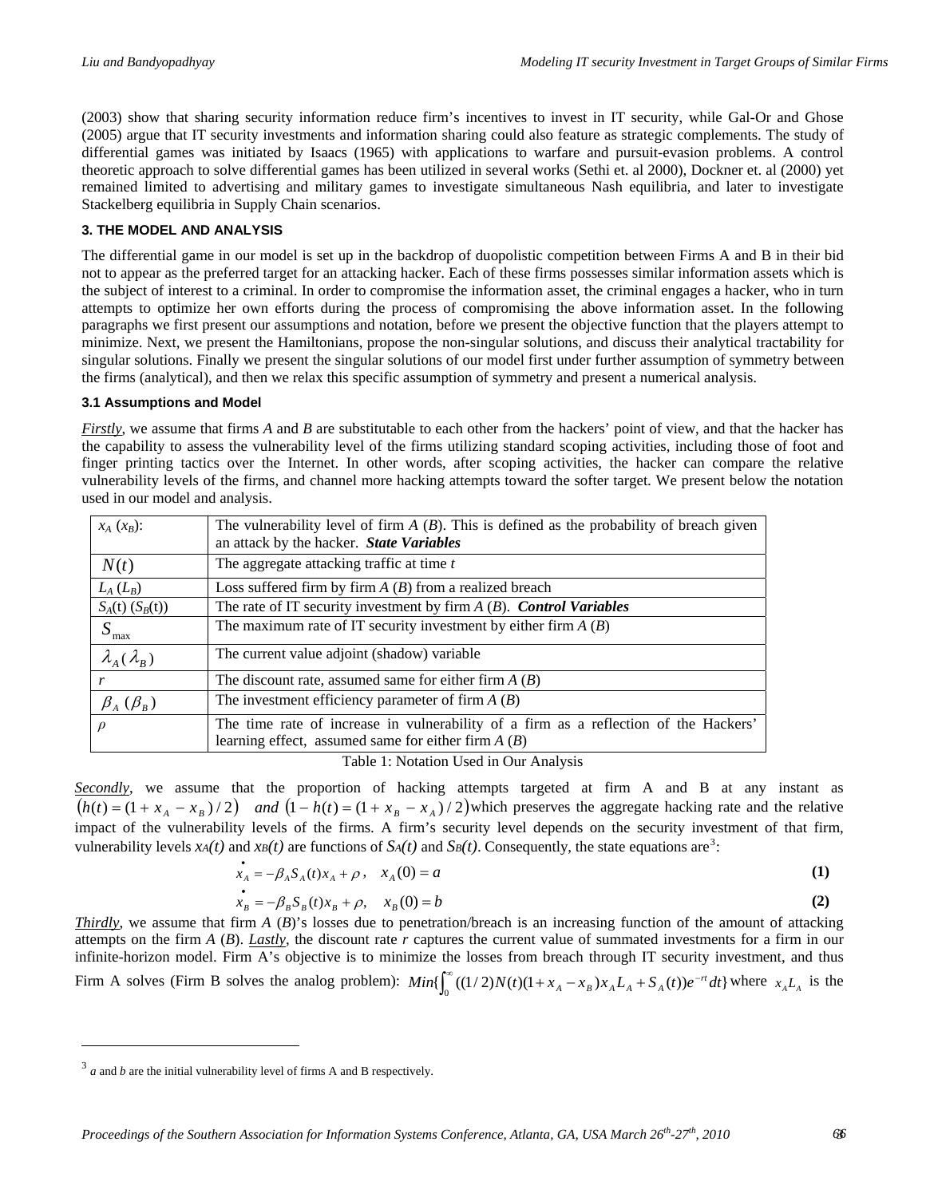(2003) show that sharing security information reduce firm's incentives to invest in IT security, while Gal-Or and Ghose (2005) argue that IT security investments and information sharing could also feature as strategic complements. The study of differential games was initiated by Isaacs (1965) with applications to warfare and pursuit-evasion problems. A control theoretic approach to solve differential games has been utilized in several works (Sethi et. al 2000), Dockner et. al (2000) yet remained limited to advertising and military games to investigate simultaneous Nash equilibria, and later to investigate Stackelberg equilibria in Supply Chain scenarios.

### 3. THE MODEL AND ANALYSIS

The differential game in our model is set up in the backdrop of duopolistic competition between Firms A and B in their bid not to appear as the preferred target for an attacking hacker. Each of these firms possesses similar information assets which is the subject of interest to a criminal. In order to compromise the information asset, the criminal engages a hacker, who in turn attempts to optimize her own efforts during the process of compromising the above information asset. In the following paragraphs we first present our assumptions and notation, before we present the objective function that the players attempt to minimize. Next, we present the Hamiltonians, propose the non-singular solutions, and discuss their analytical tractability for singular solutions. Finally we present the singular solutions of our model first under further assumption of symmetry between the firms (analytical), and then we relax this specific assumption of symmetry and present a numerical analysis.

#### 3.1 Assumptions and Model

***Firstly***, we assume that firms *A* and *B* are substitutable to each other from the hackers' point of view, and that the hacker has the capability to assess the vulnerability level of the firms utilizing standard scoping activities, including those of foot and finger printing tactics over the Internet. In other words, after scoping activities, the hacker can compare the relative vulnerability levels of the firms, and channel more hacking attempts toward the softer target. We present below the notation used in our model and analysis.

| | |
|---|---|
| $x_A$ ($x_B$): | The vulnerability level of firm *A* (*B*). This is defined as the probability of breach given an attack by the hacker. ***State Variables*** |
| $N(t)$ | The aggregate attacking traffic at time *t* |
| $L_A$ ($L_B$) | Loss suffered firm by firm *A* (*B*) from a realized breach |
| $S_A(t)$ ($S_B(t)$) | The rate of IT security investment by firm *A* (*B*). ***Control Variables*** |
| $S_{\max}$ | The maximum rate of IT security investment by either firm *A* (*B*) |
| $\lambda_A$ ($\lambda_B$) | The current value adjoint (shadow) variable |
| $r$ | The discount rate, assumed same for either firm *A* (*B*) |
| $\beta_A$ ($\beta_B$) | The investment efficiency parameter of firm *A* (*B*) |
| $\rho$ | The time rate of increase in vulnerability of a firm as a reflection of the Hackers' learning effect, assumed same for either firm *A* (*B*) |

Table 1: Notation Used in Our Analysis

***Secondly***, we assume that the proportion of hacking attempts targeted at firm A and B at any instant as $\left(h(t) = (1 + x_A - x_B)/2\right)$ *and* $\left(1 - h(t) = (1 + x_B - x_A)/2\right)$ which preserves the aggregate hacking rate and the relative impact of the vulnerability levels of the firms. A firm's security level depends on the security investment of that firm, vulnerability levels $x_A(t)$ and $x_B(t)$ are functions of $S_A(t)$ and $S_B(t)$. Consequently, the state equations are[3]:

$$\dot{x}_A = -\beta_A S_A(t) x_A + \rho, \quad x_A(0) = a \tag{1}$$

$$\dot{x}_B = -\beta_B S_B(t) x_B + \rho, \quad x_B(0) = b \tag{2}$$

***Thirdly***, we assume that firm *A* (*B*)'s losses due to penetration/breach is an increasing function of the amount of attacking attempts on the firm *A* (*B*). ***Lastly***, the discount rate *r* captures the current value of summated investments for a firm in our infinite-horizon model. Firm A's objective is to minimize the losses from breach through IT security investment, and thus Firm A solves (Firm B solves the analog problem): $Min\{\int_0^\infty ((1/2)N(t)(1 + x_A - x_B)x_A L_A + S_A(t))e^{-rt}dt\}$ where $x_A L_A$ is the

[3] *a* and *b* are the initial vulnerability level of firms A and B respectively.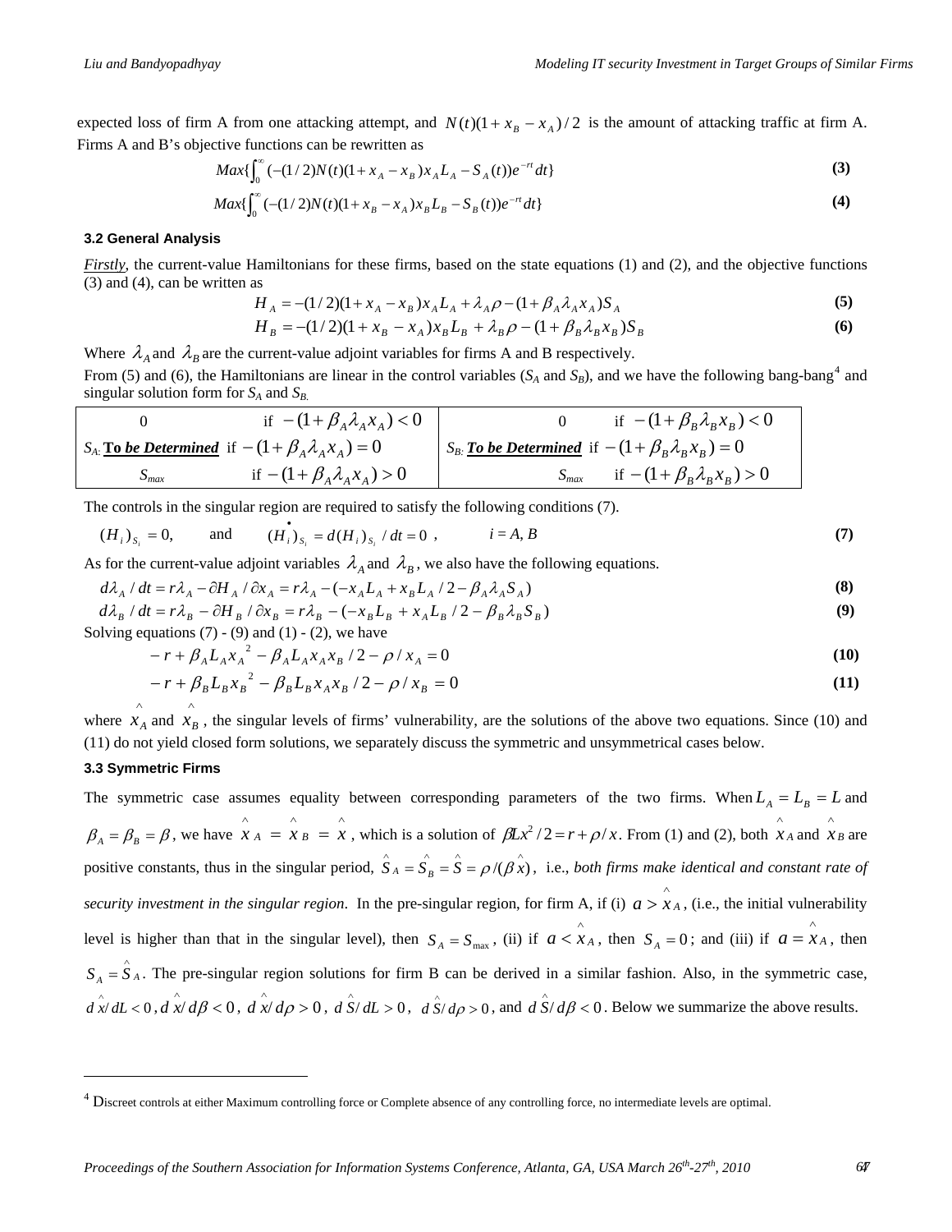expected loss of firm A from one attacking attempt, and $N(t)(1+x_B-x_A)/2$ is the amount of attacking traffic at firm A. Firms A and B's objective functions can be rewritten as

$$Max\{\int_0^{\infty}(-(1/2)N(t)(1+x_A-x_B)x_A L_A - S_A(t))e^{-rt}dt\} \quad \textbf{(3)}$$

$$Max\{\int_0^{\infty}(-(1/2)N(t)(1+x_B-x_A)x_B L_B - S_B(t))e^{-rt}dt\} \quad \textbf{(4)}$$

### 3.2 General Analysis

*Firstly*, the current-value Hamiltonians for these firms, based on the state equations (1) and (2), and the objective functions (3) and (4), can be written as

$$H_A = -(1/2)(1+x_A-x_B)x_A L_A + \lambda_A \rho - (1+\beta_A \lambda_A x_A)S_A \quad \textbf{(5)}$$

$$H_B = -(1/2)(1+x_B-x_A)x_B L_B + \lambda_B \rho - (1+\beta_B \lambda_B x_B)S_B \quad \textbf{(6)}$$

Where $\lambda_A$ and $\lambda_B$ are the current-value adjoint variables for firms A and B respectively.

From (5) and (6), the Hamiltonians are linear in the control variables ($S_A$ and $S_B$), and we have the following bang-bang[4] and singular solution form for $S_A$ and $S_B$.

| | | | |
|---|---|---|---|
| 0 | if $-(1+\beta_A\lambda_A x_A)<0$ | 0 | if $-(1+\beta_B\lambda_B x_B)<0$ |
| $S_A$: ***To be Determined*** | if $-(1+\beta_A\lambda_A x_A)=0$ | $S_B$: ***To be Determined*** | if $-(1+\beta_B\lambda_B x_B)=0$ |
| $S_{max}$ | if $-(1+\beta_A\lambda_A x_A)>0$ | $S_{max}$ | if $-(1+\beta_B\lambda_B x_B)>0$ |

The controls in the singular region are required to satisfy the following conditions (7).

$$(H_i)_{S_i}=0, \qquad \text{and} \qquad (\dot{H}_i)_{S_i} = d(H_i)_{S_i}/dt = 0\,, \qquad i = A, B \quad \textbf{(7)}$$

As for the current-value adjoint variables $\lambda_A$ and $\lambda_B$, we also have the following equations.

$$d\lambda_A/dt = r\lambda_A - \partial H_A/\partial x_A = r\lambda_A - (-x_A L_A + x_B L_A/2 - \beta_A \lambda_A S_A) \quad \textbf{(8)}$$

$$d\lambda_B/dt = r\lambda_B - \partial H_B/\partial x_B = r\lambda_B - (-x_B L_B + x_A L_B/2 - \beta_B \lambda_B S_B) \quad \textbf{(9)}$$

Solving equations (7) - (9) and (1) - (2), we have

$$-r + \beta_A L_A x_A^2 - \beta_A L_A x_A x_B/2 - \rho/x_A = 0 \quad \textbf{(10)}$$

$$-r + \beta_B L_B x_B^2 - \beta_B L_B x_A x_B/2 - \rho/x_B = 0 \quad \textbf{(11)}$$

where $\hat{x}_A$ and $\hat{x}_B$, the singular levels of firms' vulnerability, are the solutions of the above two equations. Since (10) and (11) do not yield closed form solutions, we separately discuss the symmetric and unsymmetrical cases below.

### 3.3 Symmetric Firms

The symmetric case assumes equality between corresponding parameters of the two firms. When $L_A = L_B = L$ and $\beta_A = \beta_B = \beta$, we have $\hat{x}_A = \hat{x}_B = \hat{x}$, which is a solution of $\beta L x^2/2 = r + \rho/x$. From (1) and (2), both $\hat{x}_A$ and $\hat{x}_B$ are positive constants, thus in the singular period, $\hat{S}_A = \hat{S}_B = \hat{S} = \rho/(\beta\hat{x})$, i.e., *both firms make identical and constant rate of security investment in the singular region*. In the pre-singular region, for firm A, if (i) $a > \hat{x}_A$, (i.e., the initial vulnerability level is higher than that in the singular level), then $S_A = S_{max}$, (ii) if $a < \hat{x}_A$, then $S_A = 0$; and (iii) if $a = \hat{x}_A$, then $S_A = \hat{S}_A$. The pre-singular region solutions for firm B can be derived in a similar fashion. Also, in the symmetric case, $d\hat{x}/dL < 0$, $d\hat{x}/d\beta < 0$, $d\hat{x}/d\rho > 0$, $d\hat{S}/dL > 0$, $d\hat{S}/d\rho > 0$, and $d\hat{S}/d\beta < 0$. Below we summarize the above results.

---

[4] Discreet controls at either Maximum controlling force or Complete absence of any controlling force, no intermediate levels are optimal.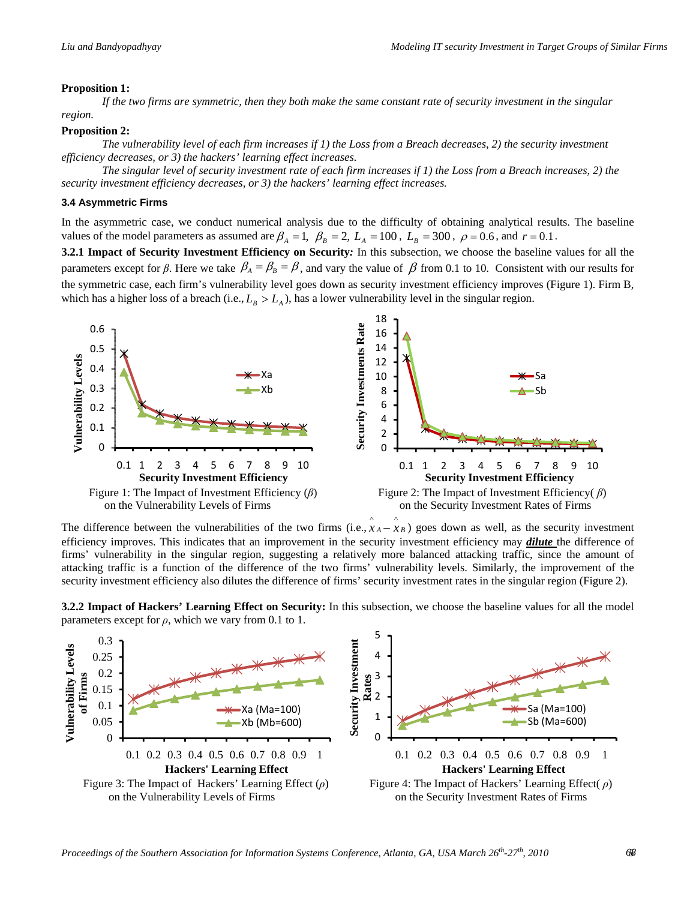**Proposition 1:**

*If the two firms are symmetric, then they both make the same constant rate of security investment in the singular region.*

**Proposition 2:**

*The vulnerability level of each firm increases if 1) the Loss from a Breach decreases, 2) the security investment efficiency decreases, or 3) the hackers' learning effect increases.*

*The singular level of security investment rate of each firm increases if 1) the Loss from a Breach increases, 2) the security investment efficiency decreases, or 3) the hackers' learning effect increases.*

### 3.4 Asymmetric Firms

In the asymmetric case, we conduct numerical analysis due to the difficulty of obtaining analytical results. The baseline values of the model parameters as assumed are $\beta_A = 1$, $\beta_B = 2$, $L_A = 100$, $L_B = 300$, $\rho = 0.6$, and $r = 0.1$.

**3.2.1 Impact of Security Investment Efficiency on Security*:*** In this subsection, we choose the baseline values for all the parameters except for $\beta$. Here we take $\beta_A = \beta_B = \beta$, and vary the value of $\beta$ from 0.1 to 10. Consistent with our results for the symmetric case, each firm's vulnerability level goes down as security investment efficiency improves (Figure 1). Firm B, which has a higher loss of a breach (i.e., $L_B > L_A$), has a lower vulnerability level in the singular region.

Figure 1: The Impact of Investment Efficiency ($\beta$) on the Vulnerability Levels of Firms

Figure 2: The Impact of Investment Efficiency( $\beta$) on the Security Investment Rates of Firms

The difference between the vulnerabilities of the two firms (i.e., $\hat{x}_A - \hat{x}_B$) goes down as well, as the security investment efficiency improves. This indicates that an improvement in the security investment efficiency may ***dilute*** the difference of firms' vulnerability in the singular region, suggesting a relatively more balanced attacking traffic, since the amount of attacking traffic is a function of the difference of the two firms' vulnerability levels. Similarly, the improvement of the security investment efficiency also dilutes the difference of firms' security investment rates in the singular region (Figure 2).

**3.2.2 Impact of Hackers' Learning Effect on Security:** In this subsection, we choose the baseline values for all the model parameters except for $\rho$, which we vary from 0.1 to 1.

Figure 3: The Impact of Hackers' Learning Effect ($\rho$) on the Vulnerability Levels of Firms

Figure 4: The Impact of Hackers' Learning Effect( $\rho$) on the Security Investment Rates of Firms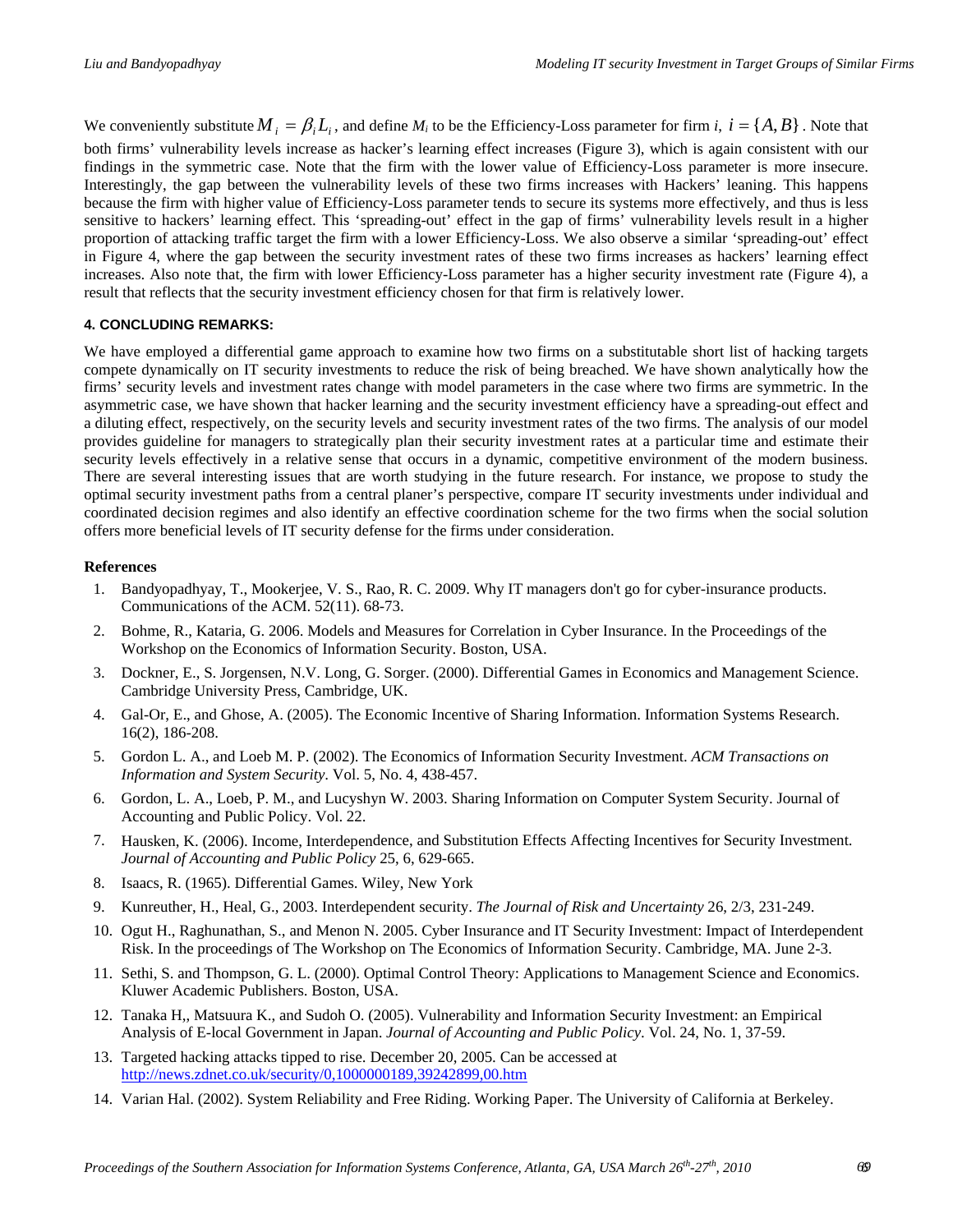We conveniently substitute $M_i = \beta_i L_i$, and define $M_i$ to be the Efficiency-Loss parameter for firm *i*, $i = \{A, B\}$. Note that both firms' vulnerability levels increase as hacker's learning effect increases (Figure 3), which is again consistent with our findings in the symmetric case. Note that the firm with the lower value of Efficiency-Loss parameter is more insecure. Interestingly, the gap between the vulnerability levels of these two firms increases with Hackers' leaning. This happens because the firm with higher value of Efficiency-Loss parameter tends to secure its systems more effectively, and thus is less sensitive to hackers' learning effect. This 'spreading-out' effect in the gap of firms' vulnerability levels result in a higher proportion of attacking traffic target the firm with a lower Efficiency-Loss. We also observe a similar 'spreading-out' effect in Figure 4, where the gap between the security investment rates of these two firms increases as hackers' learning effect increases. Also note that, the firm with lower Efficiency-Loss parameter has a higher security investment rate (Figure 4), a result that reflects that the security investment efficiency chosen for that firm is relatively lower.

## 4. CONCLUDING REMARKS:

We have employed a differential game approach to examine how two firms on a substitutable short list of hacking targets compete dynamically on IT security investments to reduce the risk of being breached. We have shown analytically how the firms' security levels and investment rates change with model parameters in the case where two firms are symmetric. In the asymmetric case, we have shown that hacker learning and the security investment efficiency have a spreading-out effect and a diluting effect, respectively, on the security levels and security investment rates of the two firms. The analysis of our model provides guideline for managers to strategically plan their security investment rates at a particular time and estimate their security levels effectively in a relative sense that occurs in a dynamic, competitive environment of the modern business. There are several interesting issues that are worth studying in the future research. For instance, we propose to study the optimal security investment paths from a central planer's perspective, compare IT security investments under individual and coordinated decision regimes and also identify an effective coordination scheme for the two firms when the social solution offers more beneficial levels of IT security defense for the firms under consideration.

## References

1. Bandyopadhyay, T., Mookerjee, V. S., Rao, R. C. 2009. Why IT managers don't go for cyber-insurance products. Communications of the ACM. 52(11). 68-73.
2. Bohme, R., Kataria, G. 2006. Models and Measures for Correlation in Cyber Insurance. In the Proceedings of the Workshop on the Economics of Information Security. Boston, USA.
3. Dockner, E., S. Jorgensen, N.V. Long, G. Sorger. (2000). Differential Games in Economics and Management Science. Cambridge University Press, Cambridge, UK.
4. Gal-Or, E., and Ghose, A. (2005). The Economic Incentive of Sharing Information. Information Systems Research. 16(2), 186-208.
5. Gordon L. A., and Loeb M. P. (2002). The Economics of Information Security Investment. *ACM Transactions on Information and System Security*. Vol. 5, No. 4, 438-457.
6. Gordon, L. A., Loeb, P. M., and Lucyshyn W. 2003. Sharing Information on Computer System Security. Journal of Accounting and Public Policy. Vol. 22.
7. Hausken, K. (2006). Income, Interdependence, and Substitution Effects Affecting Incentives for Security Investment. *Journal of Accounting and Public Policy* 25, 6, 629-665.
8. Isaacs, R. (1965). Differential Games. Wiley, New York
9. Kunreuther, H., Heal, G., 2003. Interdependent security. *The Journal of Risk and Uncertainty* 26, 2/3, 231-249.
10. Ogut H., Raghunathan, S., and Menon N. 2005. Cyber Insurance and IT Security Investment: Impact of Interdependent Risk. In the proceedings of The Workshop on The Economics of Information Security. Cambridge, MA. June 2-3.
11. Sethi, S. and Thompson, G. L. (2000). Optimal Control Theory: Applications to Management Science and Economics. Kluwer Academic Publishers. Boston, USA.
12. Tanaka H,, Matsuura K., and Sudoh O. (2005). Vulnerability and Information Security Investment: an Empirical Analysis of E-local Government in Japan. *Journal of Accounting and Public Policy*. Vol. 24, No. 1, 37-59.
13. Targeted hacking attacks tipped to rise. December 20, 2005. Can be accessed at http://news.zdnet.co.uk/security/0,1000000189,39242899,00.htm
14. Varian Hal. (2002). System Reliability and Free Riding. Working Paper. The University of California at Berkeley.